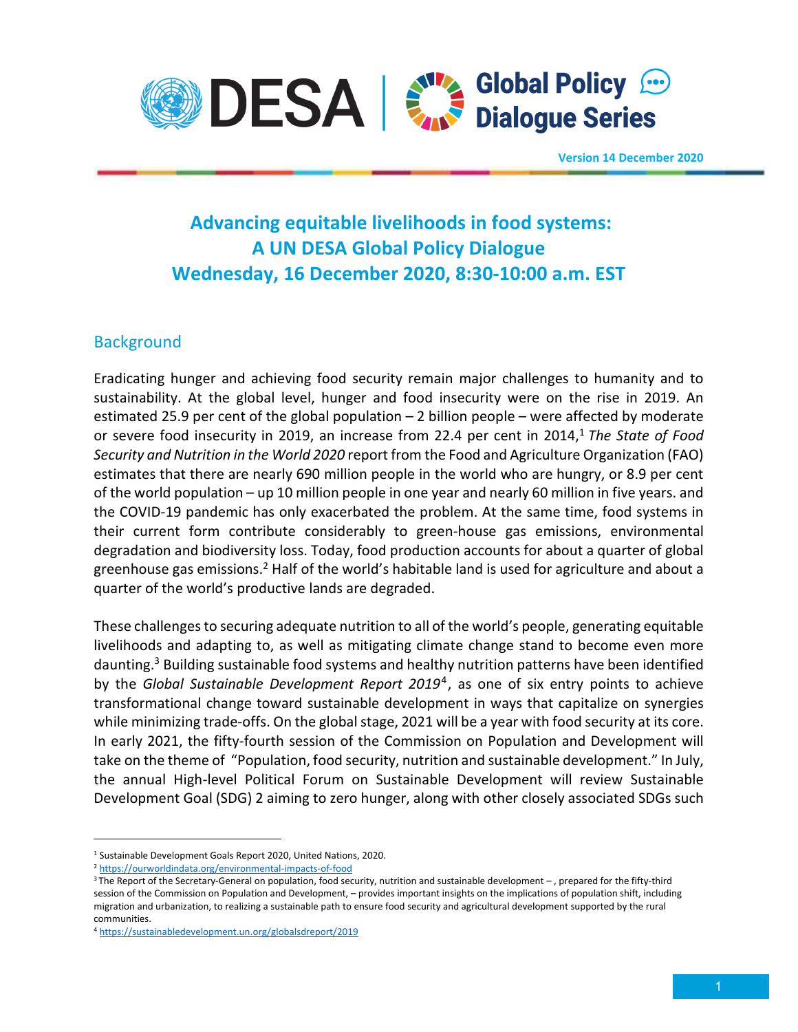Version 14 December 2020

# Advancing equitable livelihoods in food systems: A UN DESA Global Policy Dialogue Wednesday, 16 December 2020, 8:30-10:00 a.m. EST

## Background

Eradicating hunger and achieving food security remain major challenges to humanity and to sustainability. At the global level, hunger and food insecurity were on the rise in 2019. An estimated 25.9 per cent of the global population – 2 billion people – were affected by moderate or severe food insecurity in 2019, an increase from 22.4 per cent in 2014,[1] *The State of Food Security and Nutrition in the World 2020* report from the Food and Agriculture Organization (FAO) estimates that there are nearly 690 million people in the world who are hungry, or 8.9 per cent of the world population – up 10 million people in one year and nearly 60 million in five years. and the COVID-19 pandemic has only exacerbated the problem. At the same time, food systems in their current form contribute considerably to green-house gas emissions, environmental degradation and biodiversity loss. Today, food production accounts for about a quarter of global greenhouse gas emissions.[2] Half of the world's habitable land is used for agriculture and about a quarter of the world's productive lands are degraded.

These challenges to securing adequate nutrition to all of the world's people, generating equitable livelihoods and adapting to, as well as mitigating climate change stand to become even more daunting.[3] Building sustainable food systems and healthy nutrition patterns have been identified by the *Global Sustainable Development Report 2019*[4], as one of six entry points to achieve transformational change toward sustainable development in ways that capitalize on synergies while minimizing trade-offs. On the global stage, 2021 will be a year with food security at its core. In early 2021, the fifty-fourth session of the Commission on Population and Development will take on the theme of "Population, food security, nutrition and sustainable development." In July, the annual High-level Political Forum on Sustainable Development will review Sustainable Development Goal (SDG) 2 aiming to zero hunger, along with other closely associated SDGs such

---

[1] Sustainable Development Goals Report 2020, United Nations, 2020.

[2] https://ourworldindata.org/environmental-impacts-of-food

[3] The Report of the Secretary-General on population, food security, nutrition and sustainable development – , prepared for the fifty-third session of the Commission on Population and Development, – provides important insights on the implications of population shift, including migration and urbanization, to realizing a sustainable path to ensure food security and agricultural development supported by the rural communities.

[4] https://sustainabledevelopment.un.org/globalsdreport/2019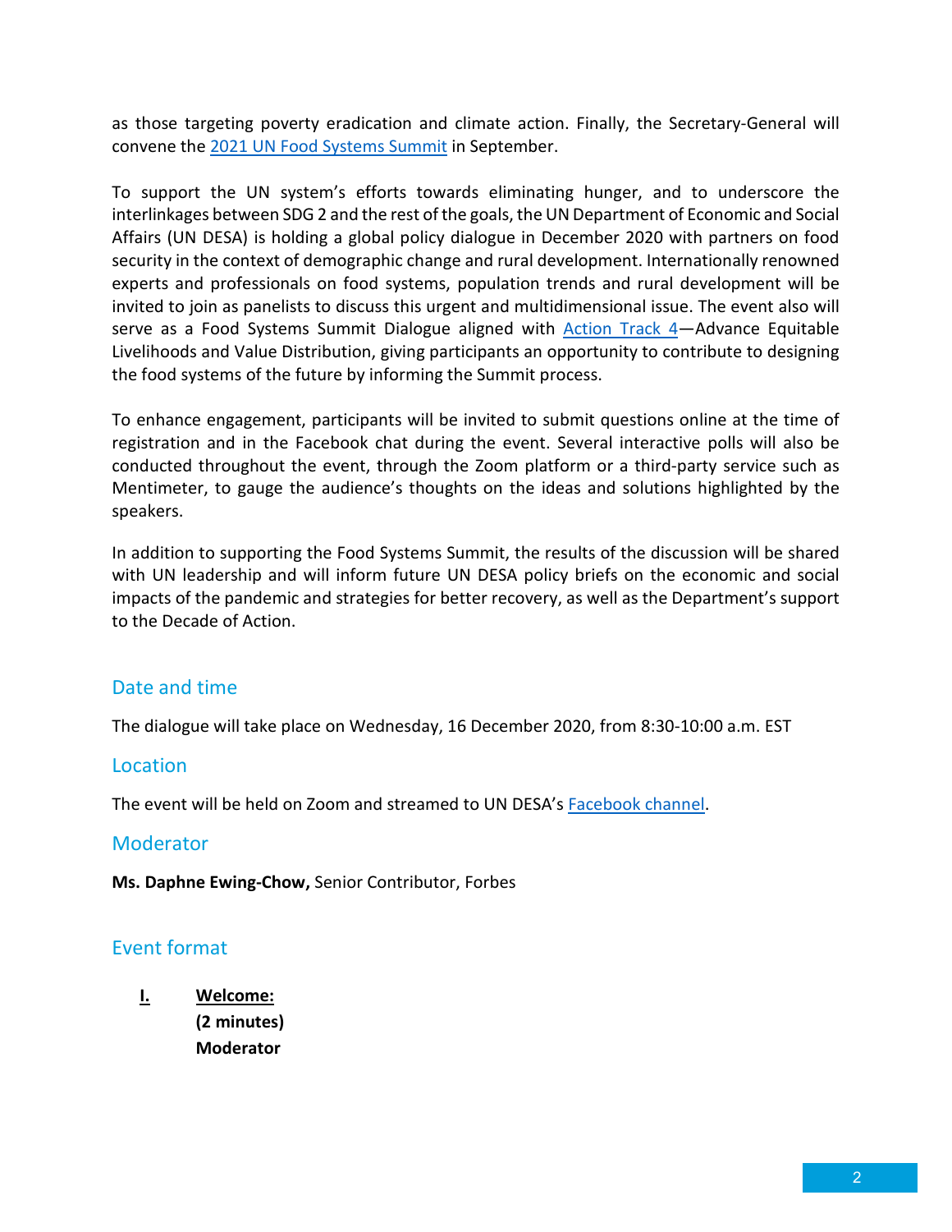as those targeting poverty eradication and climate action. Finally, the Secretary-General will convene the [2021 UN Food Systems Summit] in September.

To support the UN system's efforts towards eliminating hunger, and to underscore the interlinkages between SDG 2 and the rest of the goals, the UN Department of Economic and Social Affairs (UN DESA) is holding a global policy dialogue in December 2020 with partners on food security in the context of demographic change and rural development. Internationally renowned experts and professionals on food systems, population trends and rural development will be invited to join as panelists to discuss this urgent and multidimensional issue. The event also will serve as a Food Systems Summit Dialogue aligned with [Action Track 4]—Advance Equitable Livelihoods and Value Distribution, giving participants an opportunity to contribute to designing the food systems of the future by informing the Summit process.

To enhance engagement, participants will be invited to submit questions online at the time of registration and in the Facebook chat during the event. Several interactive polls will also be conducted throughout the event, through the Zoom platform or a third-party service such as Mentimeter, to gauge the audience's thoughts on the ideas and solutions highlighted by the speakers.

In addition to supporting the Food Systems Summit, the results of the discussion will be shared with UN leadership and will inform future UN DESA policy briefs on the economic and social impacts of the pandemic and strategies for better recovery, as well as the Department's support to the Decade of Action.

## Date and time

The dialogue will take place on Wednesday, 16 December 2020, from 8:30-10:00 a.m. EST

## Location

The event will be held on Zoom and streamed to UN DESA's [Facebook channel].

## Moderator

**Ms. Daphne Ewing-Chow,** Senior Contributor, Forbes

## Event format

**I.** **Welcome:**
**(2 minutes)**
**Moderator**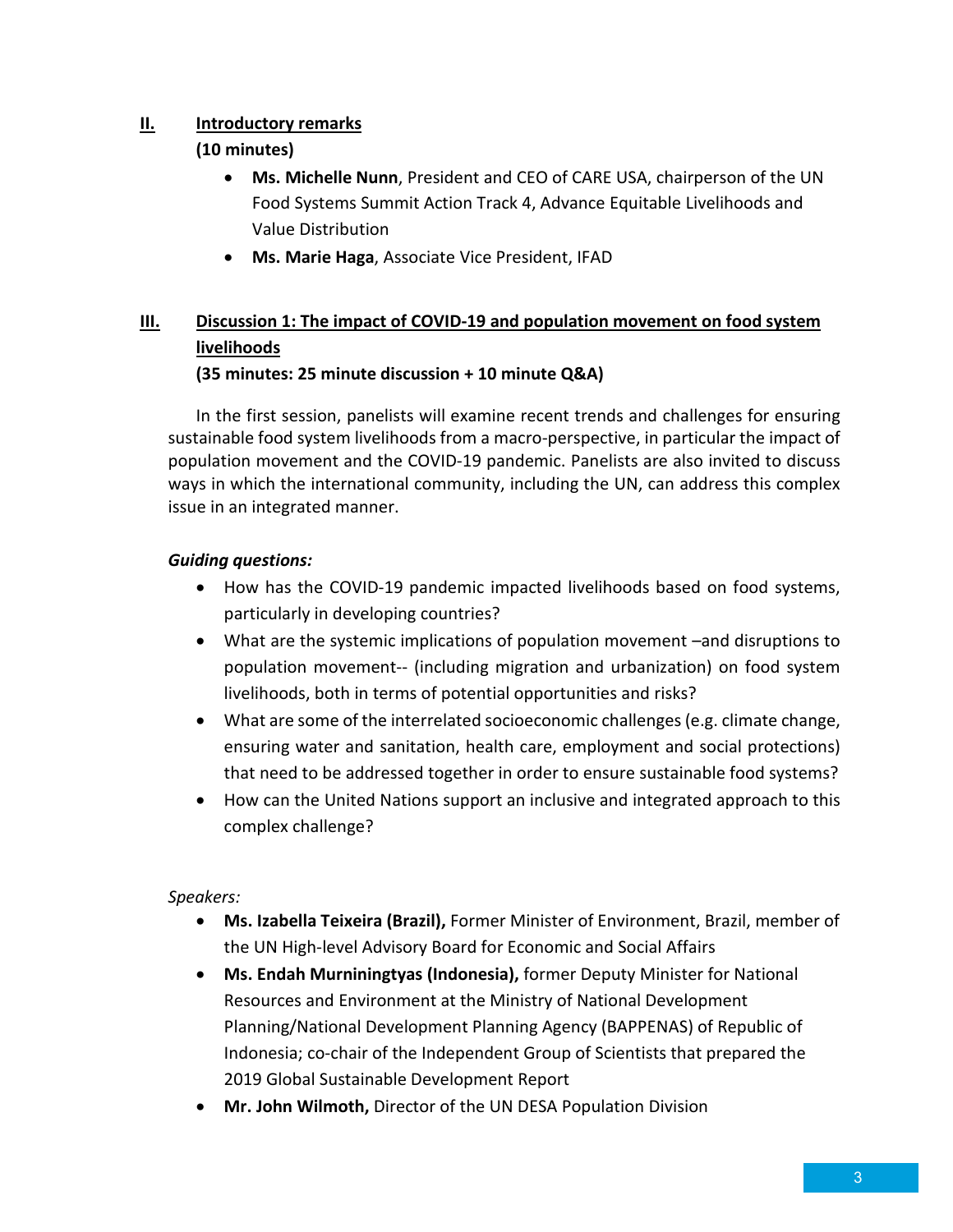## II. Introductory remarks

**(10 minutes)**

- **Ms. Michelle Nunn**, President and CEO of CARE USA, chairperson of the UN Food Systems Summit Action Track 4, Advance Equitable Livelihoods and Value Distribution
- **Ms. Marie Haga**, Associate Vice President, IFAD

## III. Discussion 1: The impact of COVID-19 and population movement on food system livelihoods

**(35 minutes: 25 minute discussion + 10 minute Q&A)**

In the first session, panelists will examine recent trends and challenges for ensuring sustainable food system livelihoods from a macro-perspective, in particular the impact of population movement and the COVID-19 pandemic. Panelists are also invited to discuss ways in which the international community, including the UN, can address this complex issue in an integrated manner.

***Guiding questions:***

- How has the COVID-19 pandemic impacted livelihoods based on food systems, particularly in developing countries?
- What are the systemic implications of population movement –and disruptions to population movement-- (including migration and urbanization) on food system livelihoods, both in terms of potential opportunities and risks?
- What are some of the interrelated socioeconomic challenges (e.g. climate change, ensuring water and sanitation, health care, employment and social protections) that need to be addressed together in order to ensure sustainable food systems?
- How can the United Nations support an inclusive and integrated approach to this complex challenge?

*Speakers:*

- **Ms. Izabella Teixeira (Brazil),** Former Minister of Environment, Brazil, member of the UN High-level Advisory Board for Economic and Social Affairs
- **Ms. Endah Murniningtyas (Indonesia),** former Deputy Minister for National Resources and Environment at the Ministry of National Development Planning/National Development Planning Agency (BAPPENAS) of Republic of Indonesia; co-chair of the Independent Group of Scientists that prepared the 2019 Global Sustainable Development Report
- **Mr. John Wilmoth,** Director of the UN DESA Population Division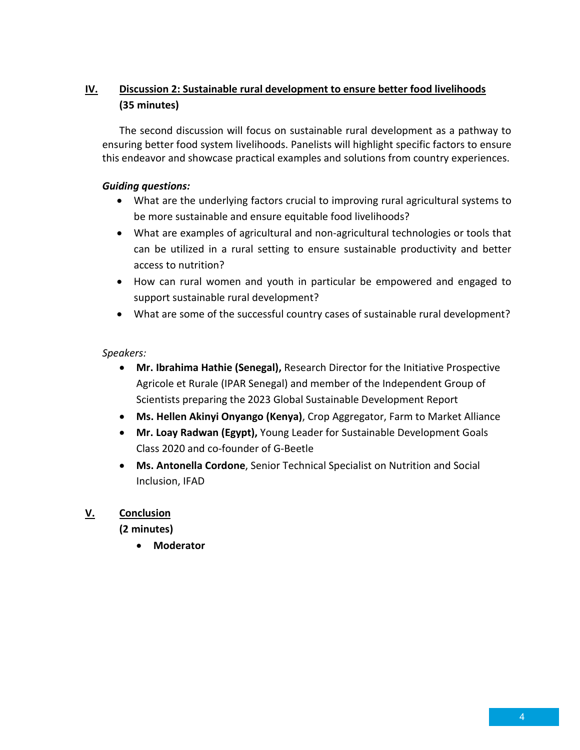## IV. Discussion 2: Sustainable rural development to ensure better food livelihoods (35 minutes)

The second discussion will focus on sustainable rural development as a pathway to ensuring better food system livelihoods. Panelists will highlight specific factors to ensure this endeavor and showcase practical examples and solutions from country experiences.

***Guiding questions:***

- What are the underlying factors crucial to improving rural agricultural systems to be more sustainable and ensure equitable food livelihoods?
- What are examples of agricultural and non-agricultural technologies or tools that can be utilized in a rural setting to ensure sustainable productivity and better access to nutrition?
- How can rural women and youth in particular be empowered and engaged to support sustainable rural development?
- What are some of the successful country cases of sustainable rural development?

*Speakers:*

- **Mr. Ibrahima Hathie (Senegal),** Research Director for the Initiative Prospective Agricole et Rurale (IPAR Senegal) and member of the Independent Group of Scientists preparing the 2023 Global Sustainable Development Report
- **Ms. Hellen Akinyi Onyango (Kenya)**, Crop Aggregator, Farm to Market Alliance
- **Mr. Loay Radwan (Egypt),** Young Leader for Sustainable Development Goals Class 2020 and co-founder of G-Beetle
- **Ms. Antonella Cordone**, Senior Technical Specialist on Nutrition and Social Inclusion, IFAD

## V. Conclusion (2 minutes)

- **Moderator**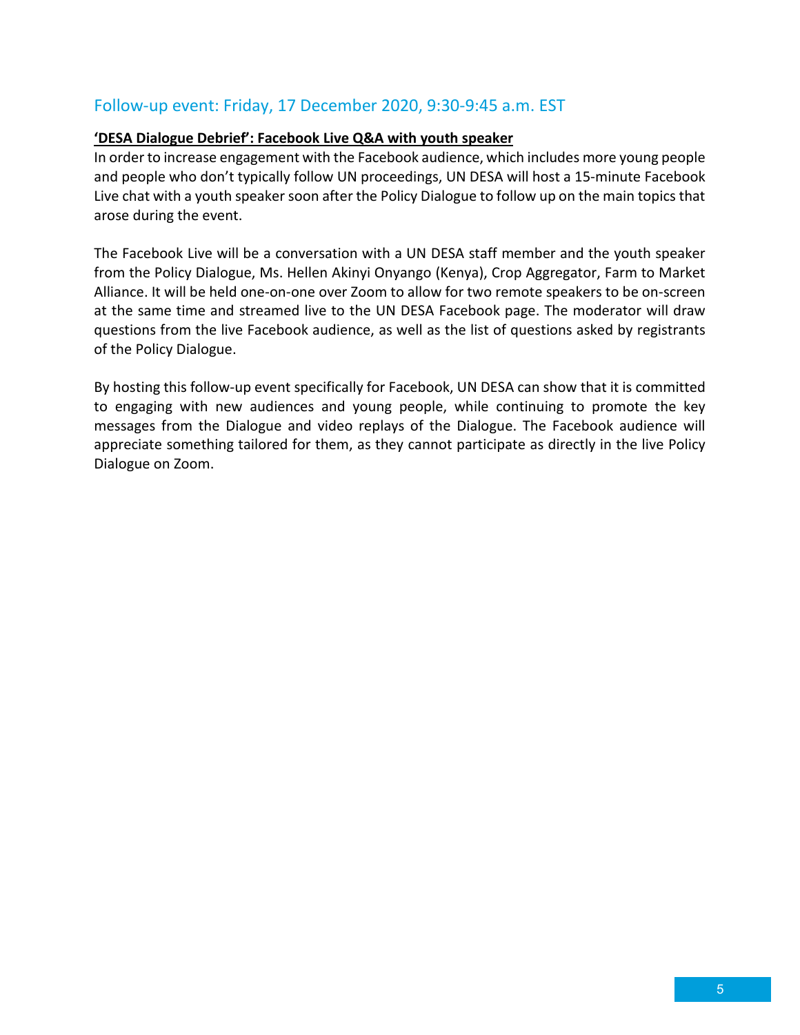## Follow-up event: Friday, 17 December 2020, 9:30-9:45 a.m. EST

**'DESA Dialogue Debrief': Facebook Live Q&A with youth speaker**

In order to increase engagement with the Facebook audience, which includes more young people and people who don't typically follow UN proceedings, UN DESA will host a 15-minute Facebook Live chat with a youth speaker soon after the Policy Dialogue to follow up on the main topics that arose during the event.

The Facebook Live will be a conversation with a UN DESA staff member and the youth speaker from the Policy Dialogue, Ms. Hellen Akinyi Onyango (Kenya), Crop Aggregator, Farm to Market Alliance. It will be held one-on-one over Zoom to allow for two remote speakers to be on-screen at the same time and streamed live to the UN DESA Facebook page. The moderator will draw questions from the live Facebook audience, as well as the list of questions asked by registrants of the Policy Dialogue.

By hosting this follow-up event specifically for Facebook, UN DESA can show that it is committed to engaging with new audiences and young people, while continuing to promote the key messages from the Dialogue and video replays of the Dialogue. The Facebook audience will appreciate something tailored for them, as they cannot participate as directly in the live Policy Dialogue on Zoom.